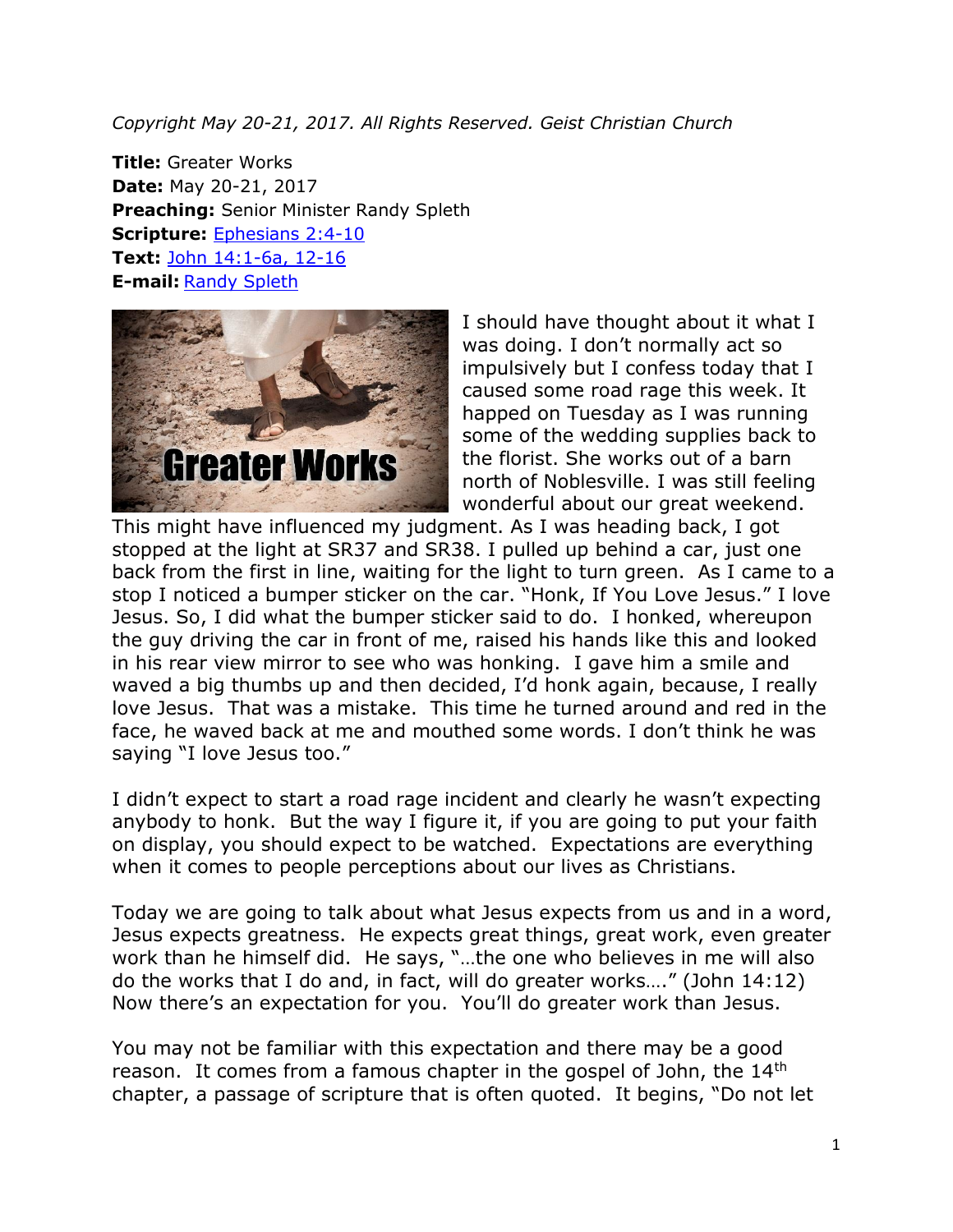*Copyright May 20-21, 2017. All Rights Reserved. Geist Christian Church*

**Title:** Greater Works
**Date:** May 20-21, 2017
**Preaching:** Senior Minister Randy Spleth
**Scripture:** Ephesians 2:4-10
**Text:** John 14:1-6a, 12-16
**E-mail:** Randy Spleth

I should have thought about it what I was doing. I don't normally act so impulsively but I confess today that I caused some road rage this week. It happed on Tuesday as I was running some of the wedding supplies back to the florist. She works out of a barn north of Noblesville. I was still feeling wonderful about our great weekend. This might have influenced my judgment. As I was heading back, I got stopped at the light at SR37 and SR38. I pulled up behind a car, just one back from the first in line, waiting for the light to turn green. As I came to a stop I noticed a bumper sticker on the car. "Honk, If You Love Jesus." I love Jesus. So, I did what the bumper sticker said to do. I honked, whereupon the guy driving the car in front of me, raised his hands like this and looked in his rear view mirror to see who was honking. I gave him a smile and waved a big thumbs up and then decided, I'd honk again, because, I really love Jesus. That was a mistake. This time he turned around and red in the face, he waved back at me and mouthed some words. I don't think he was saying "I love Jesus too."

I didn't expect to start a road rage incident and clearly he wasn't expecting anybody to honk. But the way I figure it, if you are going to put your faith on display, you should expect to be watched. Expectations are everything when it comes to people perceptions about our lives as Christians.

Today we are going to talk about what Jesus expects from us and in a word, Jesus expects greatness. He expects great things, great work, even greater work than he himself did. He says, "…the one who believes in me will also do the works that I do and, in fact, will do greater works…." (John 14:12) Now there's an expectation for you. You'll do greater work than Jesus.

You may not be familiar with this expectation and there may be a good reason. It comes from a famous chapter in the gospel of John, the 14th chapter, a passage of scripture that is often quoted. It begins, "Do not let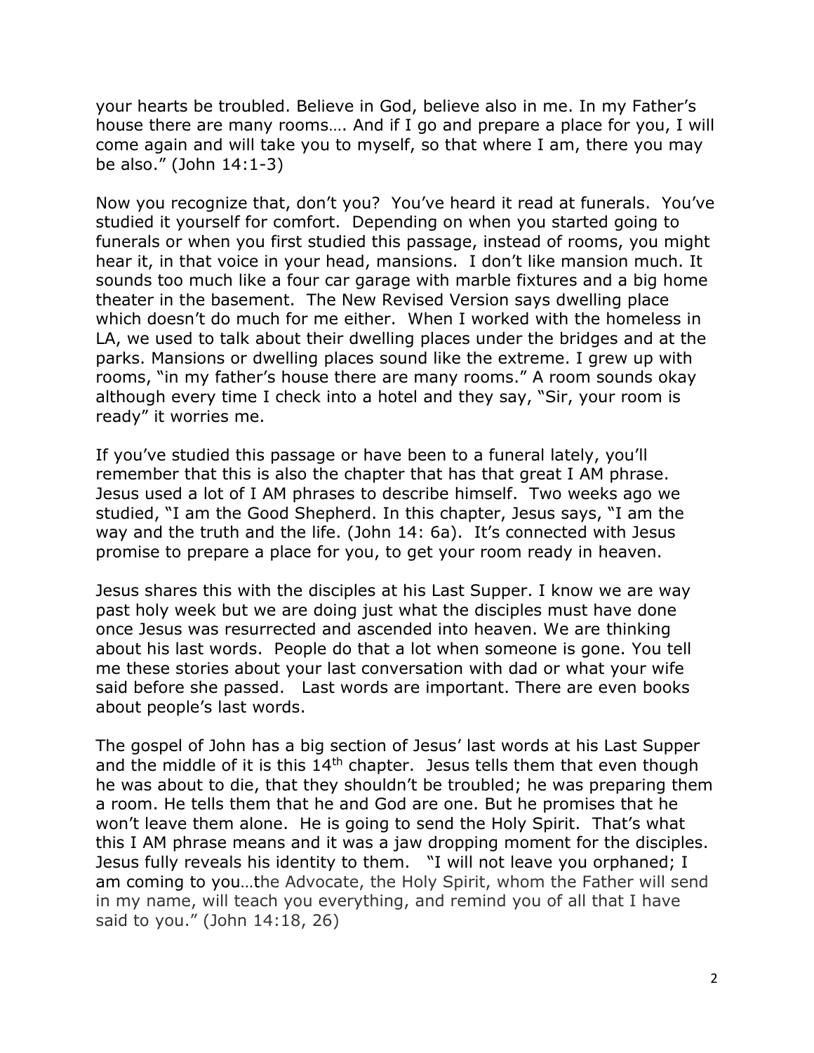your hearts be troubled. Believe in God, believe also in me. In my Father's house there are many rooms…. And if I go and prepare a place for you, I will come again and will take you to myself, so that where I am, there you may be also." (John 14:1-3)

Now you recognize that, don't you? You've heard it read at funerals. You've studied it yourself for comfort. Depending on when you started going to funerals or when you first studied this passage, instead of rooms, you might hear it, in that voice in your head, mansions. I don't like mansion much. It sounds too much like a four car garage with marble fixtures and a big home theater in the basement. The New Revised Version says dwelling place which doesn't do much for me either. When I worked with the homeless in LA, we used to talk about their dwelling places under the bridges and at the parks. Mansions or dwelling places sound like the extreme. I grew up with rooms, "in my father's house there are many rooms." A room sounds okay although every time I check into a hotel and they say, "Sir, your room is ready" it worries me.

If you've studied this passage or have been to a funeral lately, you'll remember that this is also the chapter that has that great I AM phrase. Jesus used a lot of I AM phrases to describe himself. Two weeks ago we studied, "I am the Good Shepherd. In this chapter, Jesus says, "I am the way and the truth and the life. (John 14: 6a). It's connected with Jesus promise to prepare a place for you, to get your room ready in heaven.

Jesus shares this with the disciples at his Last Supper. I know we are way past holy week but we are doing just what the disciples must have done once Jesus was resurrected and ascended into heaven. We are thinking about his last words. People do that a lot when someone is gone. You tell me these stories about your last conversation with dad or what your wife said before she passed. Last words are important. There are even books about people's last words.

The gospel of John has a big section of Jesus' last words at his Last Supper and the middle of it is this 14th chapter. Jesus tells them that even though he was about to die, that they shouldn't be troubled; he was preparing them a room. He tells them that he and God are one. But he promises that he won't leave them alone. He is going to send the Holy Spirit. That's what this I AM phrase means and it was a jaw dropping moment for the disciples. Jesus fully reveals his identity to them. "I will not leave you orphaned; I am coming to you…the Advocate, the Holy Spirit, whom the Father will send in my name, will teach you everything, and remind you of all that I have said to you." (John 14:18, 26)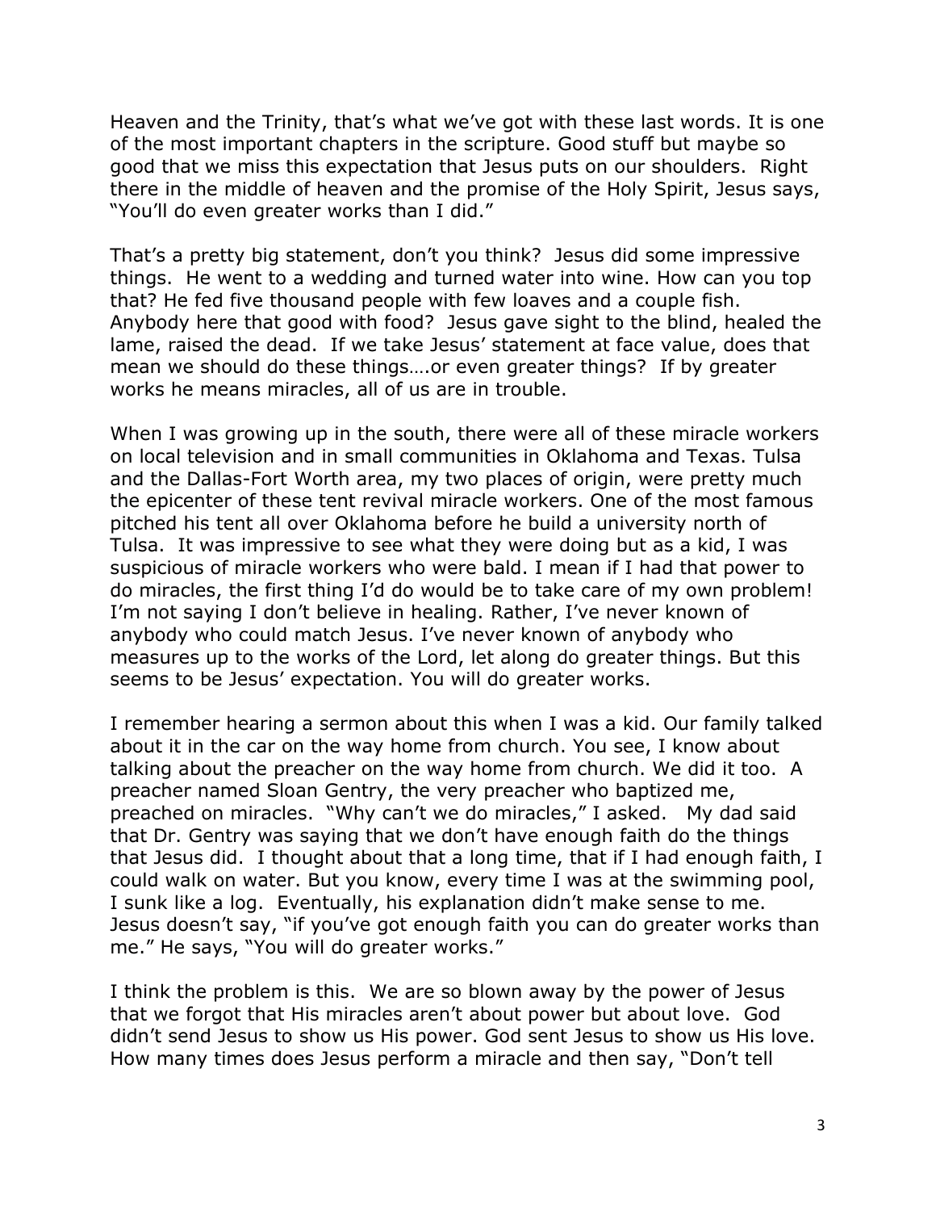Heaven and the Trinity, that's what we've got with these last words. It is one of the most important chapters in the scripture. Good stuff but maybe so good that we miss this expectation that Jesus puts on our shoulders. Right there in the middle of heaven and the promise of the Holy Spirit, Jesus says, "You'll do even greater works than I did."

That's a pretty big statement, don't you think? Jesus did some impressive things. He went to a wedding and turned water into wine. How can you top that? He fed five thousand people with few loaves and a couple fish. Anybody here that good with food? Jesus gave sight to the blind, healed the lame, raised the dead. If we take Jesus' statement at face value, does that mean we should do these things….or even greater things? If by greater works he means miracles, all of us are in trouble.

When I was growing up in the south, there were all of these miracle workers on local television and in small communities in Oklahoma and Texas. Tulsa and the Dallas-Fort Worth area, my two places of origin, were pretty much the epicenter of these tent revival miracle workers. One of the most famous pitched his tent all over Oklahoma before he build a university north of Tulsa. It was impressive to see what they were doing but as a kid, I was suspicious of miracle workers who were bald. I mean if I had that power to do miracles, the first thing I'd do would be to take care of my own problem! I'm not saying I don't believe in healing. Rather, I've never known of anybody who could match Jesus. I've never known of anybody who measures up to the works of the Lord, let along do greater things. But this seems to be Jesus' expectation. You will do greater works.

I remember hearing a sermon about this when I was a kid. Our family talked about it in the car on the way home from church. You see, I know about talking about the preacher on the way home from church. We did it too. A preacher named Sloan Gentry, the very preacher who baptized me, preached on miracles. "Why can't we do miracles," I asked. My dad said that Dr. Gentry was saying that we don't have enough faith do the things that Jesus did. I thought about that a long time, that if I had enough faith, I could walk on water. But you know, every time I was at the swimming pool, I sunk like a log. Eventually, his explanation didn't make sense to me. Jesus doesn't say, "if you've got enough faith you can do greater works than me." He says, "You will do greater works."

I think the problem is this. We are so blown away by the power of Jesus that we forgot that His miracles aren't about power but about love. God didn't send Jesus to show us His power. God sent Jesus to show us His love. How many times does Jesus perform a miracle and then say, "Don't tell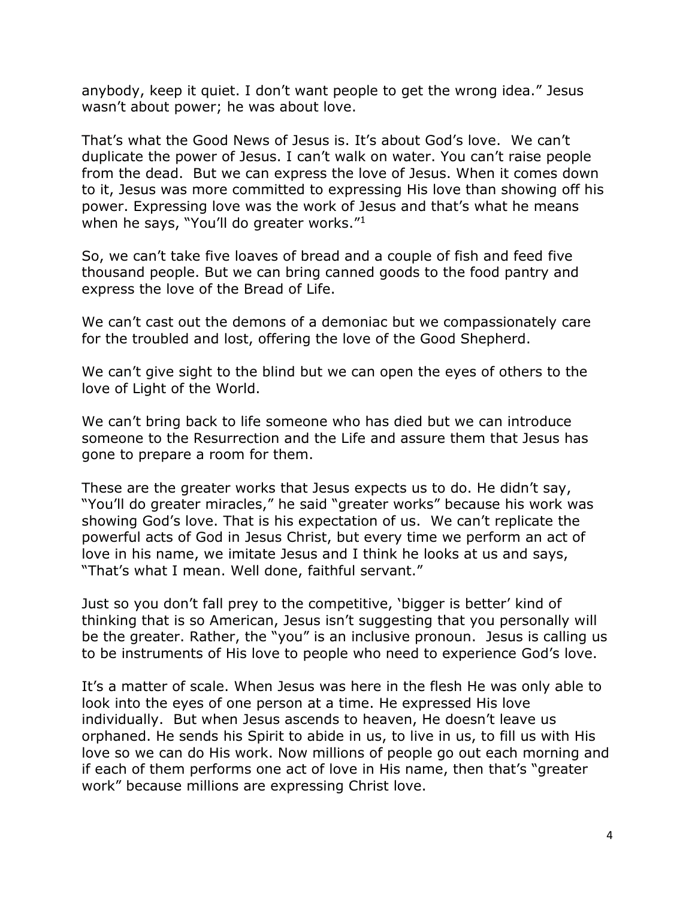anybody, keep it quiet. I don't want people to get the wrong idea." Jesus wasn't about power; he was about love.

That's what the Good News of Jesus is. It's about God's love. We can't duplicate the power of Jesus. I can't walk on water. You can't raise people from the dead. But we can express the love of Jesus. When it comes down to it, Jesus was more committed to expressing His love than showing off his power. Expressing love was the work of Jesus and that's what he means when he says, "You'll do greater works."[1]

So, we can't take five loaves of bread and a couple of fish and feed five thousand people. But we can bring canned goods to the food pantry and express the love of the Bread of Life.

We can't cast out the demons of a demoniac but we compassionately care for the troubled and lost, offering the love of the Good Shepherd.

We can't give sight to the blind but we can open the eyes of others to the love of Light of the World.

We can't bring back to life someone who has died but we can introduce someone to the Resurrection and the Life and assure them that Jesus has gone to prepare a room for them.

These are the greater works that Jesus expects us to do. He didn't say, "You'll do greater miracles," he said "greater works" because his work was showing God's love. That is his expectation of us. We can't replicate the powerful acts of God in Jesus Christ, but every time we perform an act of love in his name, we imitate Jesus and I think he looks at us and says, "That's what I mean. Well done, faithful servant."

Just so you don't fall prey to the competitive, 'bigger is better' kind of thinking that is so American, Jesus isn't suggesting that you personally will be the greater. Rather, the "you" is an inclusive pronoun. Jesus is calling us to be instruments of His love to people who need to experience God's love.

It's a matter of scale. When Jesus was here in the flesh He was only able to look into the eyes of one person at a time. He expressed His love individually. But when Jesus ascends to heaven, He doesn't leave us orphaned. He sends his Spirit to abide in us, to live in us, to fill us with His love so we can do His work. Now millions of people go out each morning and if each of them performs one act of love in His name, then that's "greater work" because millions are expressing Christ love.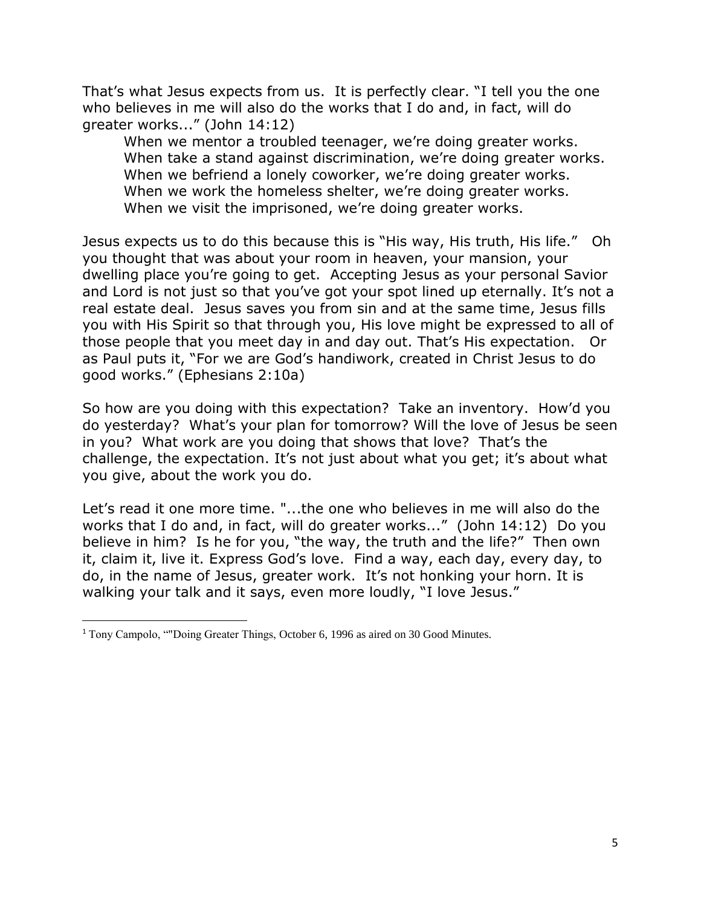That's what Jesus expects from us. It is perfectly clear. "I tell you the one who believes in me will also do the works that I do and, in fact, will do greater works..." (John 14:12)

When we mentor a troubled teenager, we're doing greater works.
When take a stand against discrimination, we're doing greater works.
When we befriend a lonely coworker, we're doing greater works.
When we work the homeless shelter, we're doing greater works.
When we visit the imprisoned, we're doing greater works.

Jesus expects us to do this because this is "His way, His truth, His life." Oh you thought that was about your room in heaven, your mansion, your dwelling place you're going to get. Accepting Jesus as your personal Savior and Lord is not just so that you've got your spot lined up eternally. It's not a real estate deal. Jesus saves you from sin and at the same time, Jesus fills you with His Spirit so that through you, His love might be expressed to all of those people that you meet day in and day out. That's His expectation. Or as Paul puts it, "For we are God's handiwork, created in Christ Jesus to do good works." (Ephesians 2:10a)

So how are you doing with this expectation? Take an inventory. How'd you do yesterday? What's your plan for tomorrow? Will the love of Jesus be seen in you? What work are you doing that shows that love? That's the challenge, the expectation. It's not just about what you get; it's about what you give, about the work you do.

Let's read it one more time. "...the one who believes in me will also do the works that I do and, in fact, will do greater works..." (John 14:12) Do you believe in him? Is he for you, "the way, the truth and the life?" Then own it, claim it, live it. Express God's love. Find a way, each day, every day, to do, in the name of Jesus, greater work. It's not honking your horn. It is walking your talk and it says, even more loudly, "I love Jesus."

---

[1] Tony Campolo, ""Doing Greater Things, October 6, 1996 as aired on 30 Good Minutes.